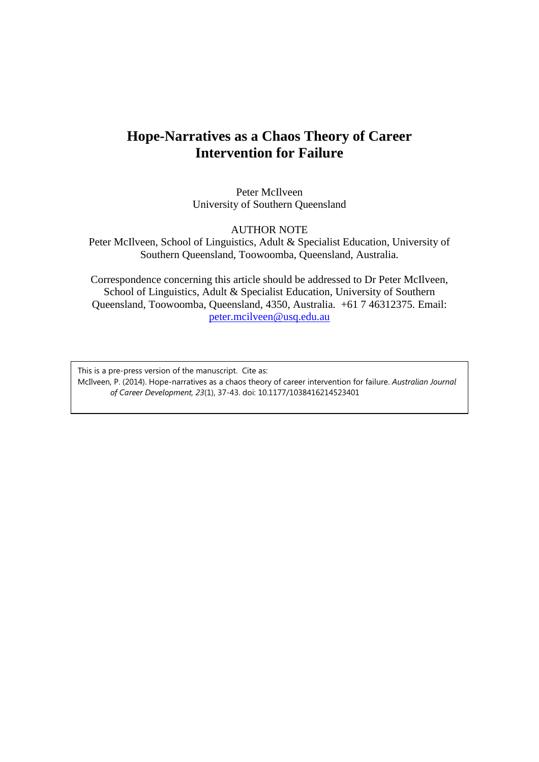# Hope-Narratives as a Chaos Theory of Career Intervention for Failure

Peter McIlveen
University of Southern Queensland

AUTHOR NOTE

Peter McIlveen, School of Linguistics, Adult & Specialist Education, University of Southern Queensland, Toowoomba, Queensland, Australia.

Correspondence concerning this article should be addressed to Dr Peter McIlveen, School of Linguistics, Adult & Specialist Education, University of Southern Queensland, Toowoomba, Queensland, 4350, Australia. +61 7 46312375. Email: peter.mcilveen@usq.edu.au

This is a pre-press version of the manuscript. Cite as:
McIlveen, P. (2014). Hope-narratives as a chaos theory of career intervention for failure. *Australian Journal of Career Development, 23*(1), 37-43. doi: 10.1177/1038416214523401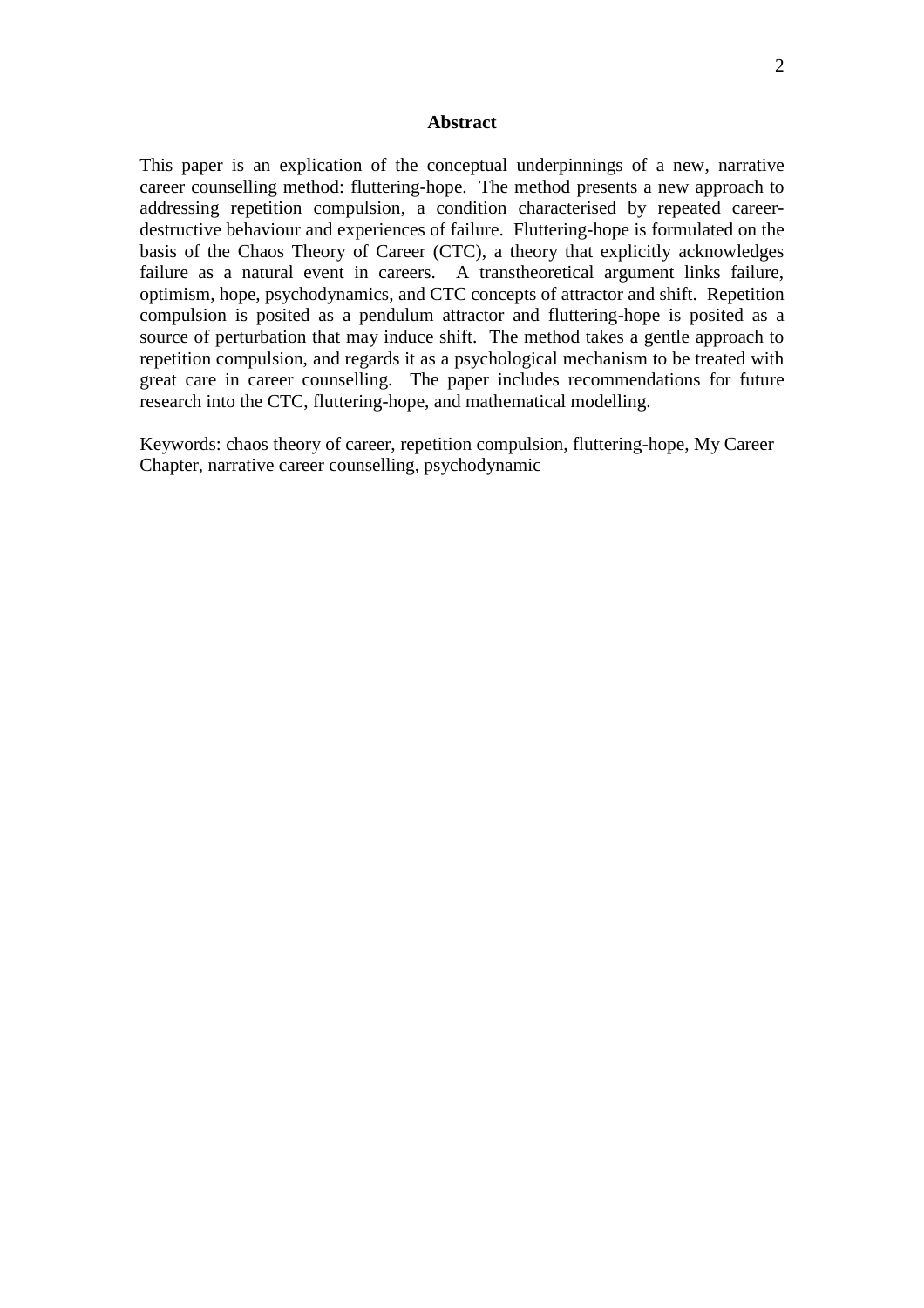## Abstract

This paper is an explication of the conceptual underpinnings of a new, narrative career counselling method: fluttering-hope. The method presents a new approach to addressing repetition compulsion, a condition characterised by repeated career-destructive behaviour and experiences of failure. Fluttering-hope is formulated on the basis of the Chaos Theory of Career (CTC), a theory that explicitly acknowledges failure as a natural event in careers. A transtheoretical argument links failure, optimism, hope, psychodynamics, and CTC concepts of attractor and shift. Repetition compulsion is posited as a pendulum attractor and fluttering-hope is posited as a source of perturbation that may induce shift. The method takes a gentle approach to repetition compulsion, and regards it as a psychological mechanism to be treated with great care in career counselling. The paper includes recommendations for future research into the CTC, fluttering-hope, and mathematical modelling.

Keywords: chaos theory of career, repetition compulsion, fluttering-hope, My Career Chapter, narrative career counselling, psychodynamic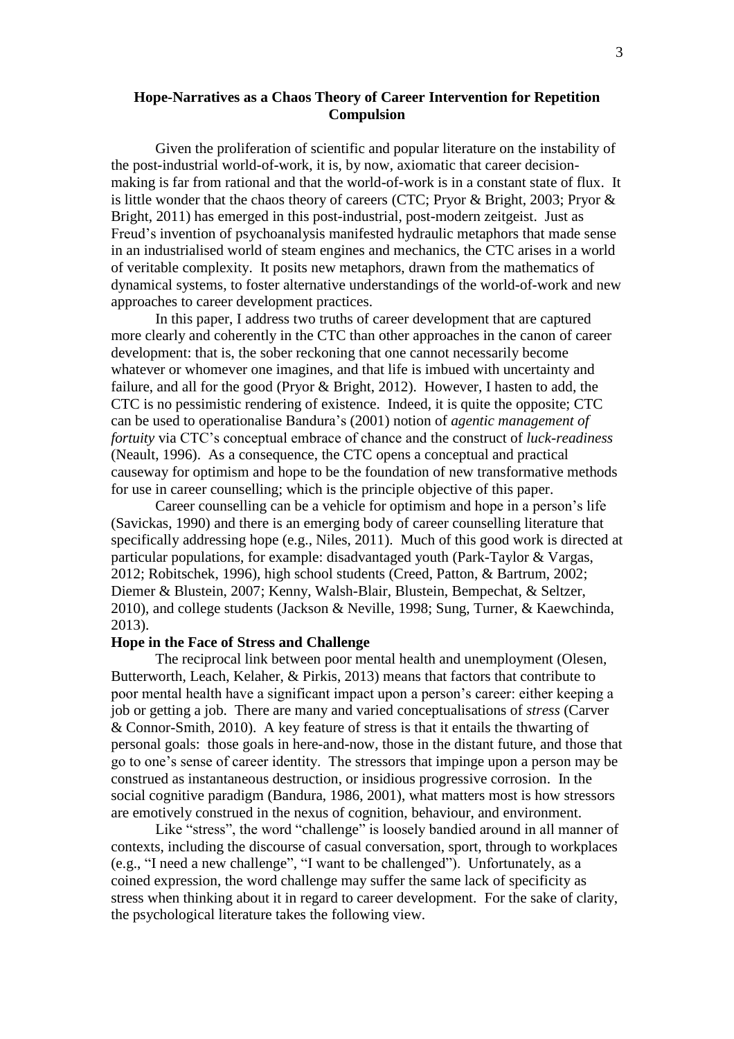# Hope-Narratives as a Chaos Theory of Career Intervention for Repetition Compulsion

Given the proliferation of scientific and popular literature on the instability of the post-industrial world-of-work, it is, by now, axiomatic that career decision-making is far from rational and that the world-of-work is in a constant state of flux. It is little wonder that the chaos theory of careers (CTC; Pryor & Bright, 2003; Pryor & Bright, 2011) has emerged in this post-industrial, post-modern zeitgeist. Just as Freud's invention of psychoanalysis manifested hydraulic metaphors that made sense in an industrialised world of steam engines and mechanics, the CTC arises in a world of veritable complexity. It posits new metaphors, drawn from the mathematics of dynamical systems, to foster alternative understandings of the world-of-work and new approaches to career development practices.

In this paper, I address two truths of career development that are captured more clearly and coherently in the CTC than other approaches in the canon of career development: that is, the sober reckoning that one cannot necessarily become whatever or whomever one imagines, and that life is imbued with uncertainty and failure, and all for the good (Pryor & Bright, 2012). However, I hasten to add, the CTC is no pessimistic rendering of existence. Indeed, it is quite the opposite; CTC can be used to operationalise Bandura's (2001) notion of *agentic management of fortuity* via CTC's conceptual embrace of chance and the construct of *luck-readiness* (Neault, 1996). As a consequence, the CTC opens a conceptual and practical causeway for optimism and hope to be the foundation of new transformative methods for use in career counselling; which is the principle objective of this paper.

Career counselling can be a vehicle for optimism and hope in a person's life (Savickas, 1990) and there is an emerging body of career counselling literature that specifically addressing hope (e.g., Niles, 2011). Much of this good work is directed at particular populations, for example: disadvantaged youth (Park-Taylor & Vargas, 2012; Robitschek, 1996), high school students (Creed, Patton, & Bartrum, 2002; Diemer & Blustein, 2007; Kenny, Walsh-Blair, Blustein, Bempechat, & Seltzer, 2010), and college students (Jackson & Neville, 1998; Sung, Turner, & Kaewchinda, 2013).

## Hope in the Face of Stress and Challenge

The reciprocal link between poor mental health and unemployment (Olesen, Butterworth, Leach, Kelaher, & Pirkis, 2013) means that factors that contribute to poor mental health have a significant impact upon a person's career: either keeping a job or getting a job. There are many and varied conceptualisations of *stress* (Carver & Connor-Smith, 2010). A key feature of stress is that it entails the thwarting of personal goals: those goals in here-and-now, those in the distant future, and those that go to one's sense of career identity. The stressors that impinge upon a person may be construed as instantaneous destruction, or insidious progressive corrosion. In the social cognitive paradigm (Bandura, 1986, 2001), what matters most is how stressors are emotively construed in the nexus of cognition, behaviour, and environment.

Like "stress", the word "challenge" is loosely bandied around in all manner of contexts, including the discourse of casual conversation, sport, through to workplaces (e.g., "I need a new challenge", "I want to be challenged"). Unfortunately, as a coined expression, the word challenge may suffer the same lack of specificity as stress when thinking about it in regard to career development. For the sake of clarity, the psychological literature takes the following view.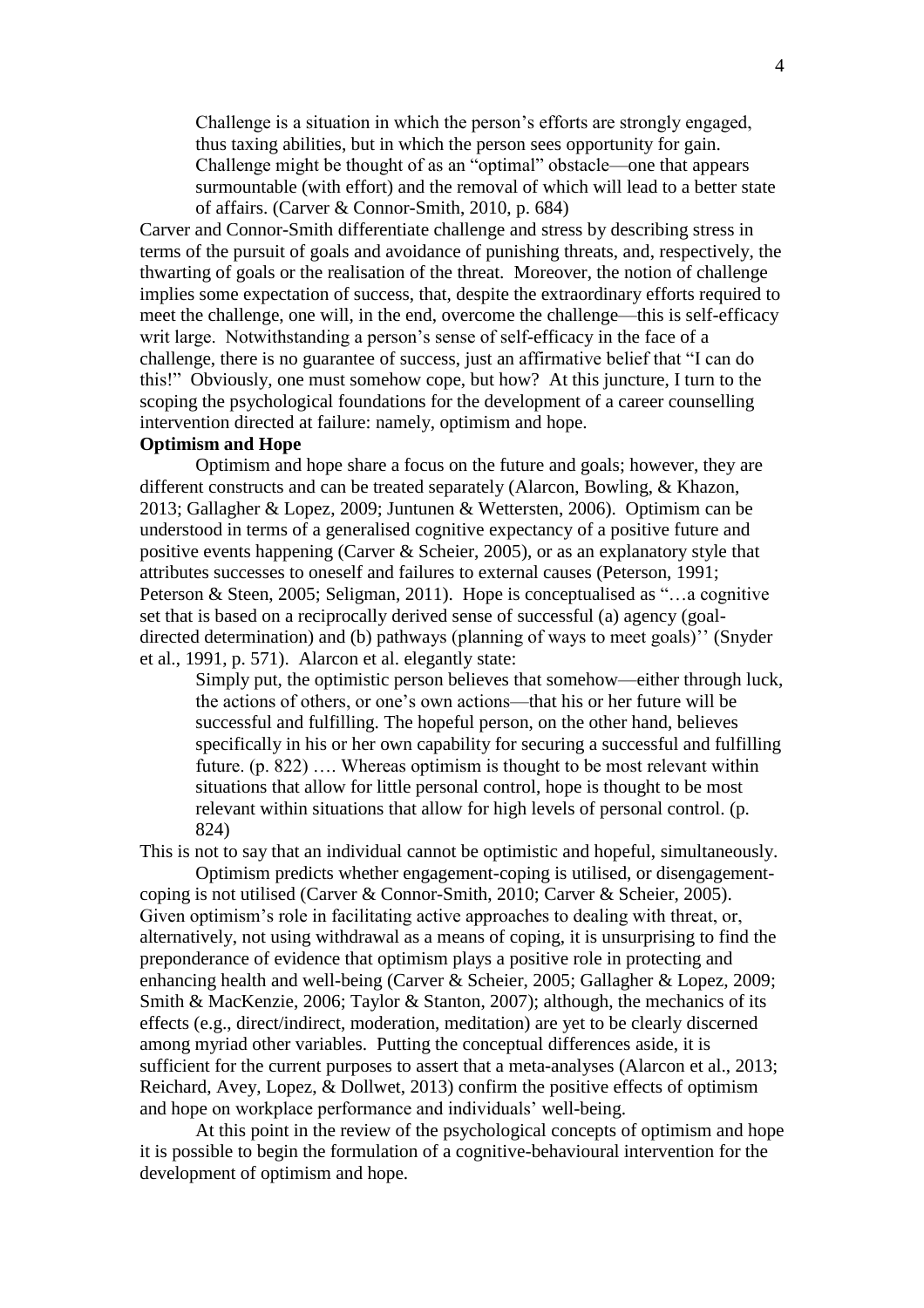> Challenge is a situation in which the person's efforts are strongly engaged, thus taxing abilities, but in which the person sees opportunity for gain. Challenge might be thought of as an "optimal" obstacle—one that appears surmountable (with effort) and the removal of which will lead to a better state of affairs. (Carver & Connor-Smith, 2010, p. 684)

Carver and Connor-Smith differentiate challenge and stress by describing stress in terms of the pursuit of goals and avoidance of punishing threats, and, respectively, the thwarting of goals or the realisation of the threat. Moreover, the notion of challenge implies some expectation of success, that, despite the extraordinary efforts required to meet the challenge, one will, in the end, overcome the challenge—this is self-efficacy writ large. Notwithstanding a person's sense of self-efficacy in the face of a challenge, there is no guarantee of success, just an affirmative belief that "I can do this!" Obviously, one must somehow cope, but how? At this juncture, I turn to the scoping the psychological foundations for the development of a career counselling intervention directed at failure: namely, optimism and hope.

**Optimism and Hope**

Optimism and hope share a focus on the future and goals; however, they are different constructs and can be treated separately (Alarcon, Bowling, & Khazon, 2013; Gallagher & Lopez, 2009; Juntunen & Wettersten, 2006). Optimism can be understood in terms of a generalised cognitive expectancy of a positive future and positive events happening (Carver & Scheier, 2005), or as an explanatory style that attributes successes to oneself and failures to external causes (Peterson, 1991; Peterson & Steen, 2005; Seligman, 2011). Hope is conceptualised as "…a cognitive set that is based on a reciprocally derived sense of successful (a) agency (goal-directed determination) and (b) pathways (planning of ways to meet goals)'' (Snyder et al., 1991, p. 571). Alarcon et al. elegantly state:

> Simply put, the optimistic person believes that somehow—either through luck, the actions of others, or one's own actions—that his or her future will be successful and fulfilling. The hopeful person, on the other hand, believes specifically in his or her own capability for securing a successful and fulfilling future. (p. 822) …. Whereas optimism is thought to be most relevant within situations that allow for little personal control, hope is thought to be most relevant within situations that allow for high levels of personal control. (p. 824)

This is not to say that an individual cannot be optimistic and hopeful, simultaneously.

Optimism predicts whether engagement-coping is utilised, or disengagement-coping is not utilised (Carver & Connor-Smith, 2010; Carver & Scheier, 2005). Given optimism's role in facilitating active approaches to dealing with threat, or, alternatively, not using withdrawal as a means of coping, it is unsurprising to find the preponderance of evidence that optimism plays a positive role in protecting and enhancing health and well-being (Carver & Scheier, 2005; Gallagher & Lopez, 2009; Smith & MacKenzie, 2006; Taylor & Stanton, 2007); although, the mechanics of its effects (e.g., direct/indirect, moderation, meditation) are yet to be clearly discerned among myriad other variables. Putting the conceptual differences aside, it is sufficient for the current purposes to assert that a meta-analyses (Alarcon et al., 2013; Reichard, Avey, Lopez, & Dollwet, 2013) confirm the positive effects of optimism and hope on workplace performance and individuals' well-being.

At this point in the review of the psychological concepts of optimism and hope it is possible to begin the formulation of a cognitive-behavioural intervention for the development of optimism and hope.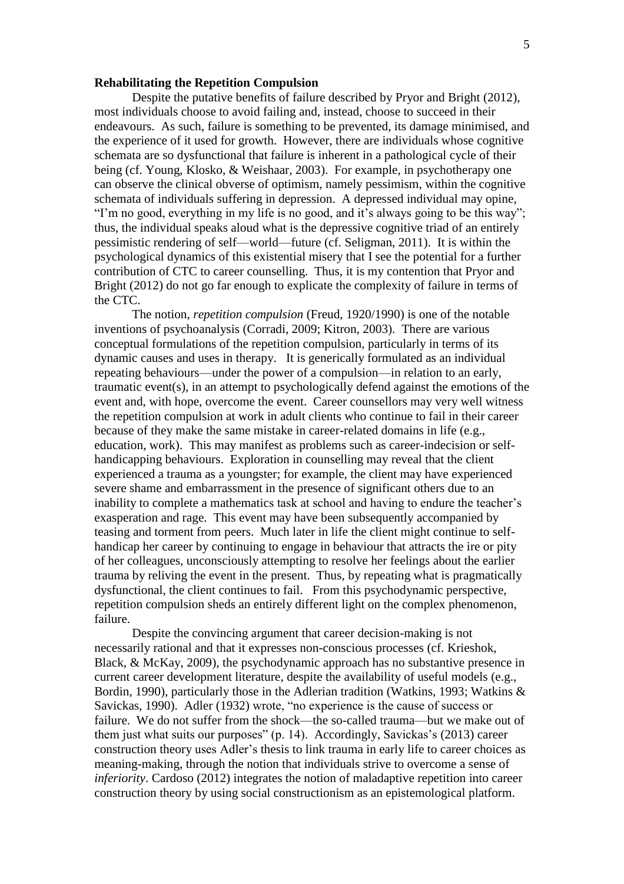**Rehabilitating the Repetition Compulsion**

Despite the putative benefits of failure described by Pryor and Bright (2012), most individuals choose to avoid failing and, instead, choose to succeed in their endeavours. As such, failure is something to be prevented, its damage minimised, and the experience of it used for growth. However, there are individuals whose cognitive schemata are so dysfunctional that failure is inherent in a pathological cycle of their being (cf. Young, Klosko, & Weishaar, 2003). For example, in psychotherapy one can observe the clinical obverse of optimism, namely pessimism, within the cognitive schemata of individuals suffering in depression. A depressed individual may opine, "I'm no good, everything in my life is no good, and it's always going to be this way"; thus, the individual speaks aloud what is the depressive cognitive triad of an entirely pessimistic rendering of self—world—future (cf. Seligman, 2011). It is within the psychological dynamics of this existential misery that I see the potential for a further contribution of CTC to career counselling. Thus, it is my contention that Pryor and Bright (2012) do not go far enough to explicate the complexity of failure in terms of the CTC.

The notion, *repetition compulsion* (Freud, 1920/1990) is one of the notable inventions of psychoanalysis (Corradi, 2009; Kitron, 2003). There are various conceptual formulations of the repetition compulsion, particularly in terms of its dynamic causes and uses in therapy. It is generically formulated as an individual repeating behaviours—under the power of a compulsion—in relation to an early, traumatic event(s), in an attempt to psychologically defend against the emotions of the event and, with hope, overcome the event. Career counsellors may very well witness the repetition compulsion at work in adult clients who continue to fail in their career because of they make the same mistake in career-related domains in life (e.g., education, work). This may manifest as problems such as career-indecision or self-handicapping behaviours. Exploration in counselling may reveal that the client experienced a trauma as a youngster; for example, the client may have experienced severe shame and embarrassment in the presence of significant others due to an inability to complete a mathematics task at school and having to endure the teacher's exasperation and rage. This event may have been subsequently accompanied by teasing and torment from peers. Much later in life the client might continue to self-handicap her career by continuing to engage in behaviour that attracts the ire or pity of her colleagues, unconsciously attempting to resolve her feelings about the earlier trauma by reliving the event in the present. Thus, by repeating what is pragmatically dysfunctional, the client continues to fail. From this psychodynamic perspective, repetition compulsion sheds an entirely different light on the complex phenomenon, failure.

Despite the convincing argument that career decision-making is not necessarily rational and that it expresses non-conscious processes (cf. Krieshok, Black, & McKay, 2009), the psychodynamic approach has no substantive presence in current career development literature, despite the availability of useful models (e.g., Bordin, 1990), particularly those in the Adlerian tradition (Watkins, 1993; Watkins & Savickas, 1990). Adler (1932) wrote, "no experience is the cause of success or failure. We do not suffer from the shock—the so-called trauma—but we make out of them just what suits our purposes" (p. 14). Accordingly, Savickas's (2013) career construction theory uses Adler's thesis to link trauma in early life to career choices as meaning-making, through the notion that individuals strive to overcome a sense of *inferiority*. Cardoso (2012) integrates the notion of maladaptive repetition into career construction theory by using social constructionism as an epistemological platform.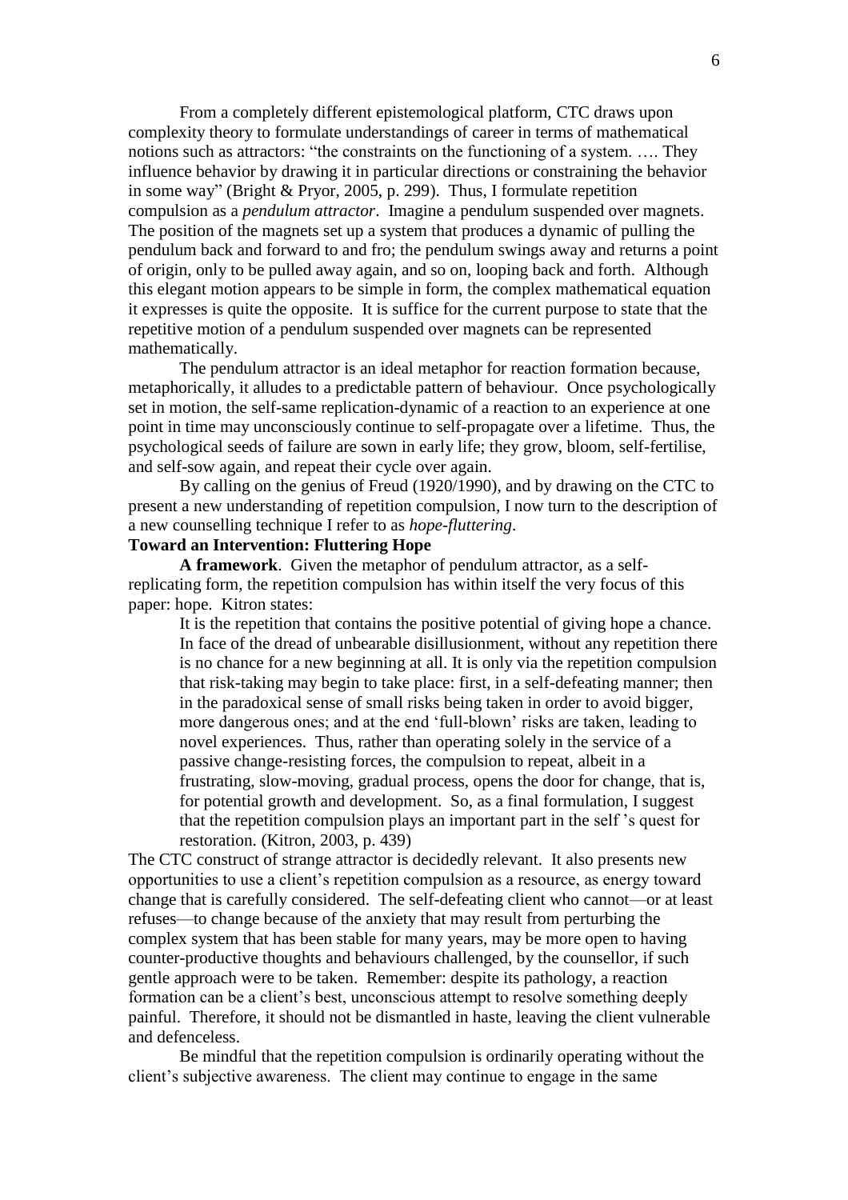From a completely different epistemological platform, CTC draws upon complexity theory to formulate understandings of career in terms of mathematical notions such as attractors: "the constraints on the functioning of a system. …. They influence behavior by drawing it in particular directions or constraining the behavior in some way" (Bright & Pryor, 2005, p. 299). Thus, I formulate repetition compulsion as a *pendulum attractor*. Imagine a pendulum suspended over magnets. The position of the magnets set up a system that produces a dynamic of pulling the pendulum back and forward to and fro; the pendulum swings away and returns a point of origin, only to be pulled away again, and so on, looping back and forth. Although this elegant motion appears to be simple in form, the complex mathematical equation it expresses is quite the opposite. It is suffice for the current purpose to state that the repetitive motion of a pendulum suspended over magnets can be represented mathematically.

The pendulum attractor is an ideal metaphor for reaction formation because, metaphorically, it alludes to a predictable pattern of behaviour. Once psychologically set in motion, the self-same replication-dynamic of a reaction to an experience at one point in time may unconsciously continue to self-propagate over a lifetime. Thus, the psychological seeds of failure are sown in early life; they grow, bloom, self-fertilise, and self-sow again, and repeat their cycle over again.

By calling on the genius of Freud (1920/1990), and by drawing on the CTC to present a new understanding of repetition compulsion, I now turn to the description of a new counselling technique I refer to as *hope-fluttering*.

**Toward an Intervention: Fluttering Hope**

**A framework**. Given the metaphor of pendulum attractor, as a self-replicating form, the repetition compulsion has within itself the very focus of this paper: hope. Kitron states:

> It is the repetition that contains the positive potential of giving hope a chance. In face of the dread of unbearable disillusionment, without any repetition there is no chance for a new beginning at all. It is only via the repetition compulsion that risk-taking may begin to take place: first, in a self-defeating manner; then in the paradoxical sense of small risks being taken in order to avoid bigger, more dangerous ones; and at the end 'full-blown' risks are taken, leading to novel experiences. Thus, rather than operating solely in the service of a passive change-resisting forces, the compulsion to repeat, albeit in a frustrating, slow-moving, gradual process, opens the door for change, that is, for potential growth and development. So, as a final formulation, I suggest that the repetition compulsion plays an important part in the self 's quest for restoration. (Kitron, 2003, p. 439)

The CTC construct of strange attractor is decidedly relevant. It also presents new opportunities to use a client's repetition compulsion as a resource, as energy toward change that is carefully considered. The self-defeating client who cannot—or at least refuses—to change because of the anxiety that may result from perturbing the complex system that has been stable for many years, may be more open to having counter-productive thoughts and behaviours challenged, by the counsellor, if such gentle approach were to be taken. Remember: despite its pathology, a reaction formation can be a client's best, unconscious attempt to resolve something deeply painful. Therefore, it should not be dismantled in haste, leaving the client vulnerable and defenceless.

Be mindful that the repetition compulsion is ordinarily operating without the client's subjective awareness. The client may continue to engage in the same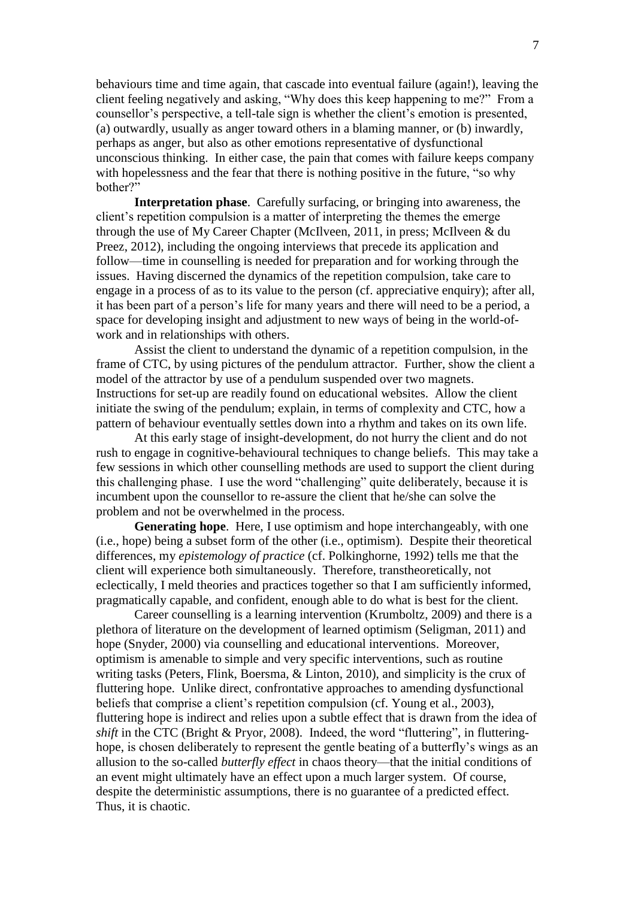behaviours time and time again, that cascade into eventual failure (again!), leaving the client feeling negatively and asking, "Why does this keep happening to me?" From a counsellor's perspective, a tell-tale sign is whether the client's emotion is presented, (a) outwardly, usually as anger toward others in a blaming manner, or (b) inwardly, perhaps as anger, but also as other emotions representative of dysfunctional unconscious thinking. In either case, the pain that comes with failure keeps company with hopelessness and the fear that there is nothing positive in the future, "so why bother?"

**Interpretation phase**. Carefully surfacing, or bringing into awareness, the client's repetition compulsion is a matter of interpreting the themes the emerge through the use of My Career Chapter (McIlveen, 2011, in press; McIlveen & du Preez, 2012), including the ongoing interviews that precede its application and follow—time in counselling is needed for preparation and for working through the issues. Having discerned the dynamics of the repetition compulsion, take care to engage in a process of as to its value to the person (cf. appreciative enquiry); after all, it has been part of a person's life for many years and there will need to be a period, a space for developing insight and adjustment to new ways of being in the world-of-work and in relationships with others.

Assist the client to understand the dynamic of a repetition compulsion, in the frame of CTC, by using pictures of the pendulum attractor. Further, show the client a model of the attractor by use of a pendulum suspended over two magnets. Instructions for set-up are readily found on educational websites. Allow the client initiate the swing of the pendulum; explain, in terms of complexity and CTC, how a pattern of behaviour eventually settles down into a rhythm and takes on its own life.

At this early stage of insight-development, do not hurry the client and do not rush to engage in cognitive-behavioural techniques to change beliefs. This may take a few sessions in which other counselling methods are used to support the client during this challenging phase. I use the word "challenging" quite deliberately, because it is incumbent upon the counsellor to re-assure the client that he/she can solve the problem and not be overwhelmed in the process.

**Generating hope**. Here, I use optimism and hope interchangeably, with one (i.e., hope) being a subset form of the other (i.e., optimism). Despite their theoretical differences, my *epistemology of practice* (cf. Polkinghorne, 1992) tells me that the client will experience both simultaneously. Therefore, transtheoretically, not eclectically, I meld theories and practices together so that I am sufficiently informed, pragmatically capable, and confident, enough able to do what is best for the client.

Career counselling is a learning intervention (Krumboltz, 2009) and there is a plethora of literature on the development of learned optimism (Seligman, 2011) and hope (Snyder, 2000) via counselling and educational interventions. Moreover, optimism is amenable to simple and very specific interventions, such as routine writing tasks (Peters, Flink, Boersma, & Linton, 2010), and simplicity is the crux of fluttering hope. Unlike direct, confrontative approaches to amending dysfunctional beliefs that comprise a client's repetition compulsion (cf. Young et al., 2003), fluttering hope is indirect and relies upon a subtle effect that is drawn from the idea of *shift* in the CTC (Bright & Pryor, 2008). Indeed, the word "fluttering", in fluttering-hope, is chosen deliberately to represent the gentle beating of a butterfly's wings as an allusion to the so-called *butterfly effect* in chaos theory—that the initial conditions of an event might ultimately have an effect upon a much larger system. Of course, despite the deterministic assumptions, there is no guarantee of a predicted effect. Thus, it is chaotic.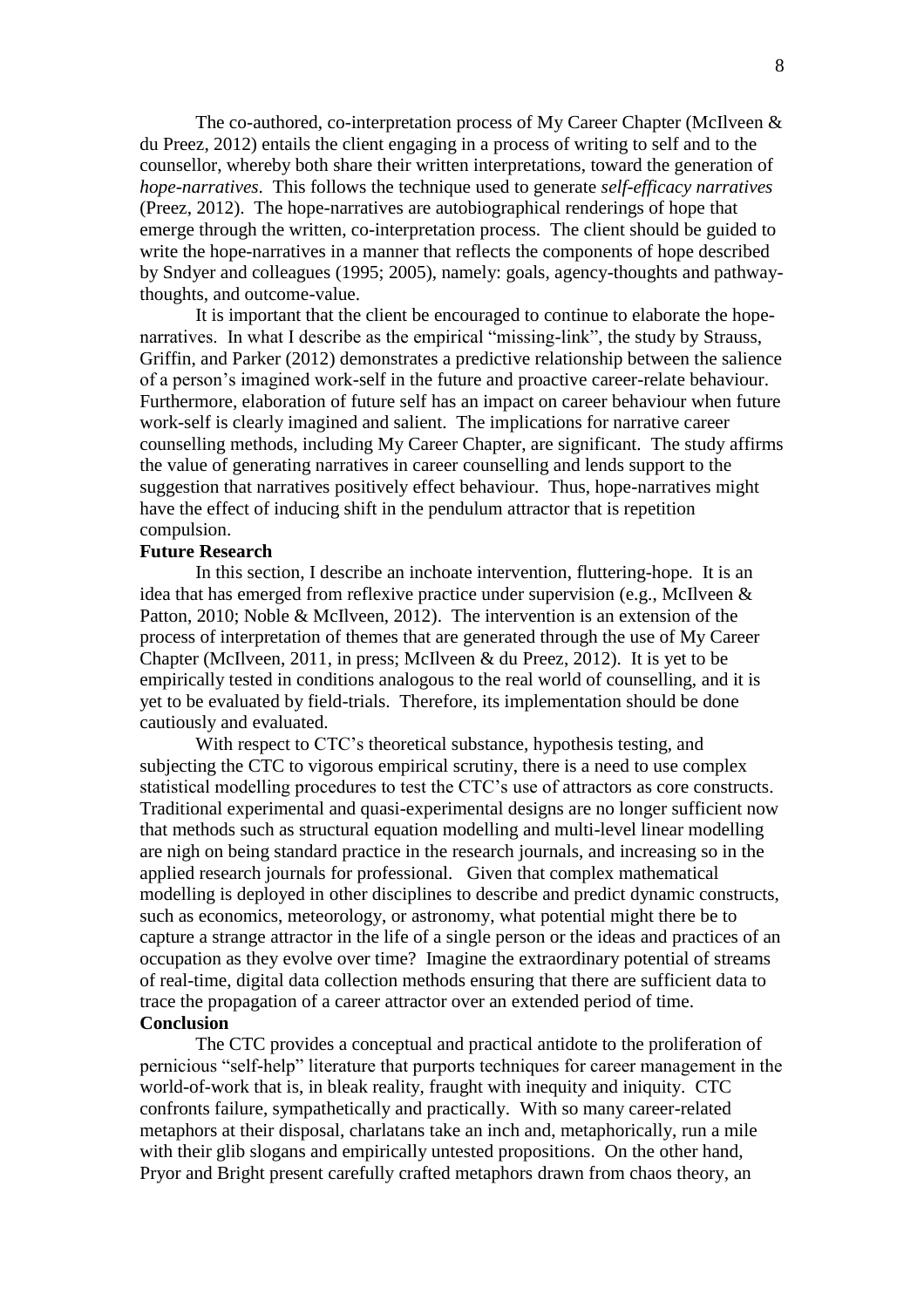The co-authored, co-interpretation process of My Career Chapter (McIlveen & du Preez, 2012) entails the client engaging in a process of writing to self and to the counsellor, whereby both share their written interpretations, toward the generation of *hope-narratives*. This follows the technique used to generate *self-efficacy narratives* (Preez, 2012). The hope-narratives are autobiographical renderings of hope that emerge through the written, co-interpretation process. The client should be guided to write the hope-narratives in a manner that reflects the components of hope described by Sndyer and colleagues (1995; 2005), namely: goals, agency-thoughts and pathway-thoughts, and outcome-value.

It is important that the client be encouraged to continue to elaborate the hope-narratives. In what I describe as the empirical "missing-link", the study by Strauss, Griffin, and Parker (2012) demonstrates a predictive relationship between the salience of a person's imagined work-self in the future and proactive career-relate behaviour. Furthermore, elaboration of future self has an impact on career behaviour when future work-self is clearly imagined and salient. The implications for narrative career counselling methods, including My Career Chapter, are significant. The study affirms the value of generating narratives in career counselling and lends support to the suggestion that narratives positively effect behaviour. Thus, hope-narratives might have the effect of inducing shift in the pendulum attractor that is repetition compulsion.

**Future Research**

In this section, I describe an inchoate intervention, fluttering-hope. It is an idea that has emerged from reflexive practice under supervision (e.g., McIlveen & Patton, 2010; Noble & McIlveen, 2012). The intervention is an extension of the process of interpretation of themes that are generated through the use of My Career Chapter (McIlveen, 2011, in press; McIlveen & du Preez, 2012). It is yet to be empirically tested in conditions analogous to the real world of counselling, and it is yet to be evaluated by field-trials. Therefore, its implementation should be done cautiously and evaluated.

With respect to CTC's theoretical substance, hypothesis testing, and subjecting the CTC to vigorous empirical scrutiny, there is a need to use complex statistical modelling procedures to test the CTC's use of attractors as core constructs. Traditional experimental and quasi-experimental designs are no longer sufficient now that methods such as structural equation modelling and multi-level linear modelling are nigh on being standard practice in the research journals, and increasing so in the applied research journals for professional. Given that complex mathematical modelling is deployed in other disciplines to describe and predict dynamic constructs, such as economics, meteorology, or astronomy, what potential might there be to capture a strange attractor in the life of a single person or the ideas and practices of an occupation as they evolve over time? Imagine the extraordinary potential of streams of real-time, digital data collection methods ensuring that there are sufficient data to trace the propagation of a career attractor over an extended period of time.

**Conclusion**

The CTC provides a conceptual and practical antidote to the proliferation of pernicious "self-help" literature that purports techniques for career management in the world-of-work that is, in bleak reality, fraught with inequity and iniquity. CTC confronts failure, sympathetically and practically. With so many career-related metaphors at their disposal, charlatans take an inch and, metaphorically, run a mile with their glib slogans and empirically untested propositions. On the other hand, Pryor and Bright present carefully crafted metaphors drawn from chaos theory, an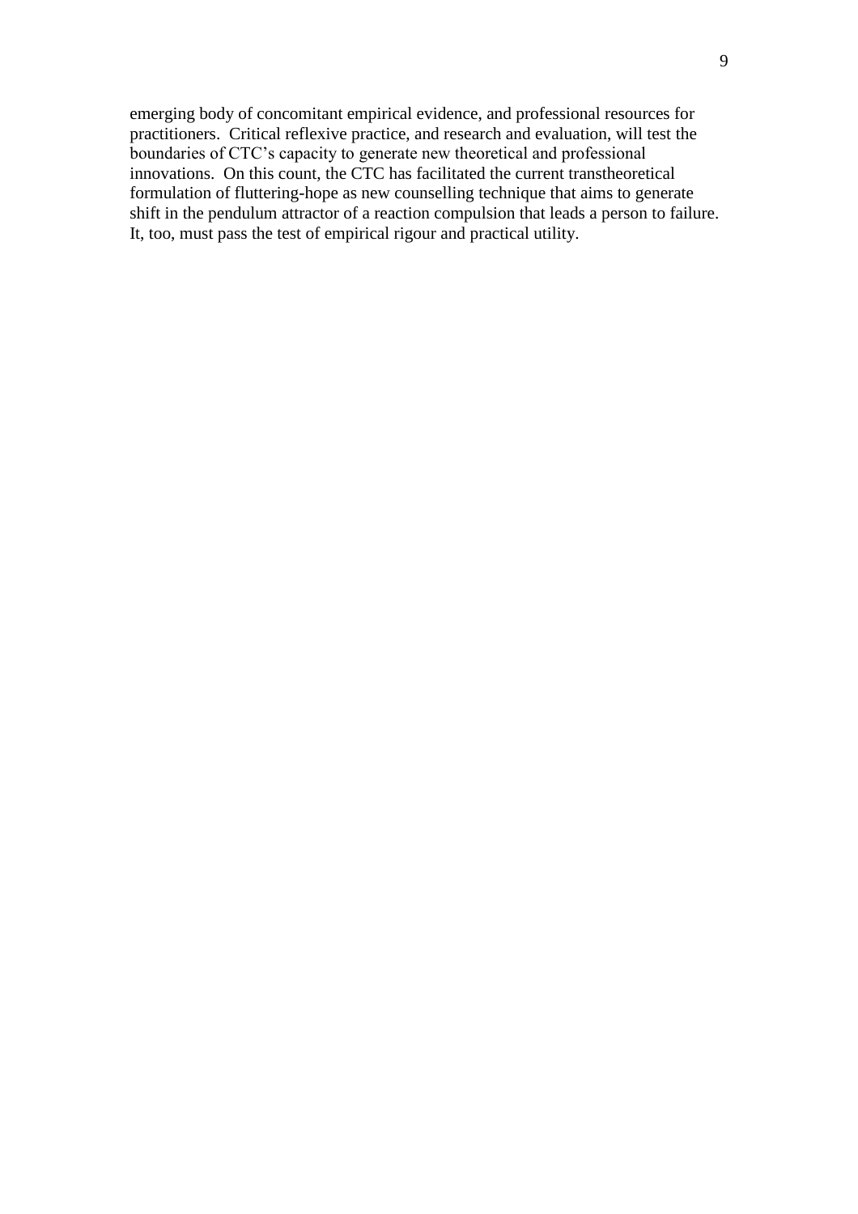emerging body of concomitant empirical evidence, and professional resources for practitioners. Critical reflexive practice, and research and evaluation, will test the boundaries of CTC's capacity to generate new theoretical and professional innovations. On this count, the CTC has facilitated the current transtheoretical formulation of fluttering-hope as new counselling technique that aims to generate shift in the pendulum attractor of a reaction compulsion that leads a person to failure. It, too, must pass the test of empirical rigour and practical utility.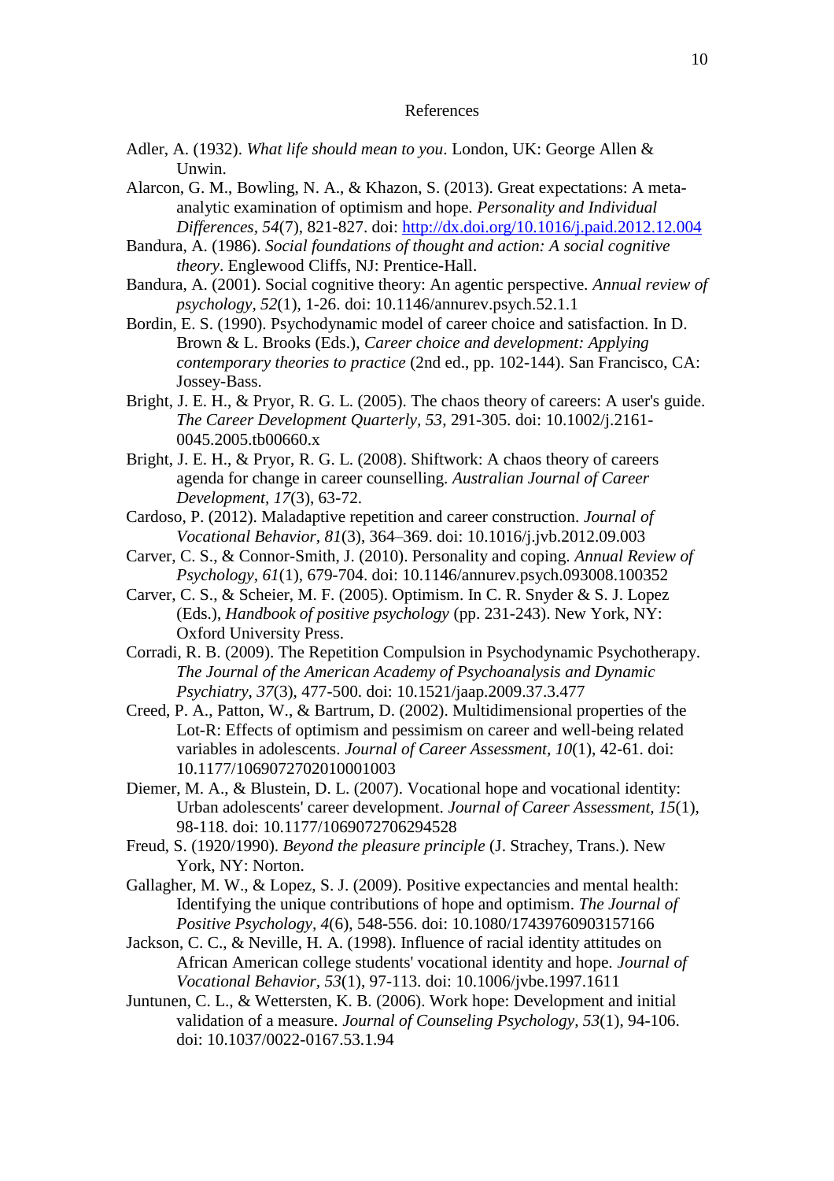# References

Adler, A. (1932). *What life should mean to you*. London, UK: George Allen & Unwin.

Alarcon, G. M., Bowling, N. A., & Khazon, S. (2013). Great expectations: A meta-analytic examination of optimism and hope. *Personality and Individual Differences, 54*(7), 821-827. doi: http://dx.doi.org/10.1016/j.paid.2012.12.004

Bandura, A. (1986). *Social foundations of thought and action: A social cognitive theory*. Englewood Cliffs, NJ: Prentice-Hall.

Bandura, A. (2001). Social cognitive theory: An agentic perspective. *Annual review of psychology, 52*(1), 1-26. doi: 10.1146/annurev.psych.52.1.1

Bordin, E. S. (1990). Psychodynamic model of career choice and satisfaction. In D. Brown & L. Brooks (Eds.), *Career choice and development: Applying contemporary theories to practice* (2nd ed., pp. 102-144). San Francisco, CA: Jossey-Bass.

Bright, J. E. H., & Pryor, R. G. L. (2005). The chaos theory of careers: A user's guide. *The Career Development Quarterly, 53*, 291-305. doi: 10.1002/j.2161-0045.2005.tb00660.x

Bright, J. E. H., & Pryor, R. G. L. (2008). Shiftwork: A chaos theory of careers agenda for change in career counselling. *Australian Journal of Career Development, 17*(3), 63-72.

Cardoso, P. (2012). Maladaptive repetition and career construction. *Journal of Vocational Behavior, 81*(3), 364–369. doi: 10.1016/j.jvb.2012.09.003

Carver, C. S., & Connor-Smith, J. (2010). Personality and coping. *Annual Review of Psychology, 61*(1), 679-704. doi: 10.1146/annurev.psych.093008.100352

Carver, C. S., & Scheier, M. F. (2005). Optimism. In C. R. Snyder & S. J. Lopez (Eds.), *Handbook of positive psychology* (pp. 231-243). New York, NY: Oxford University Press.

Corradi, R. B. (2009). The Repetition Compulsion in Psychodynamic Psychotherapy. *The Journal of the American Academy of Psychoanalysis and Dynamic Psychiatry, 37*(3), 477-500. doi: 10.1521/jaap.2009.37.3.477

Creed, P. A., Patton, W., & Bartrum, D. (2002). Multidimensional properties of the Lot-R: Effects of optimism and pessimism on career and well-being related variables in adolescents. *Journal of Career Assessment, 10*(1), 42-61. doi: 10.1177/1069072702010001003

Diemer, M. A., & Blustein, D. L. (2007). Vocational hope and vocational identity: Urban adolescents' career development. *Journal of Career Assessment, 15*(1), 98-118. doi: 10.1177/1069072706294528

Freud, S. (1920/1990). *Beyond the pleasure principle* (J. Strachey, Trans.). New York, NY: Norton.

Gallagher, M. W., & Lopez, S. J. (2009). Positive expectancies and mental health: Identifying the unique contributions of hope and optimism. *The Journal of Positive Psychology, 4*(6), 548-556. doi: 10.1080/17439760903157166

Jackson, C. C., & Neville, H. A. (1998). Influence of racial identity attitudes on African American college students' vocational identity and hope. *Journal of Vocational Behavior, 53*(1), 97-113. doi: 10.1006/jvbe.1997.1611

Juntunen, C. L., & Wettersten, K. B. (2006). Work hope: Development and initial validation of a measure. *Journal of Counseling Psychology, 53*(1), 94-106. doi: 10.1037/0022-0167.53.1.94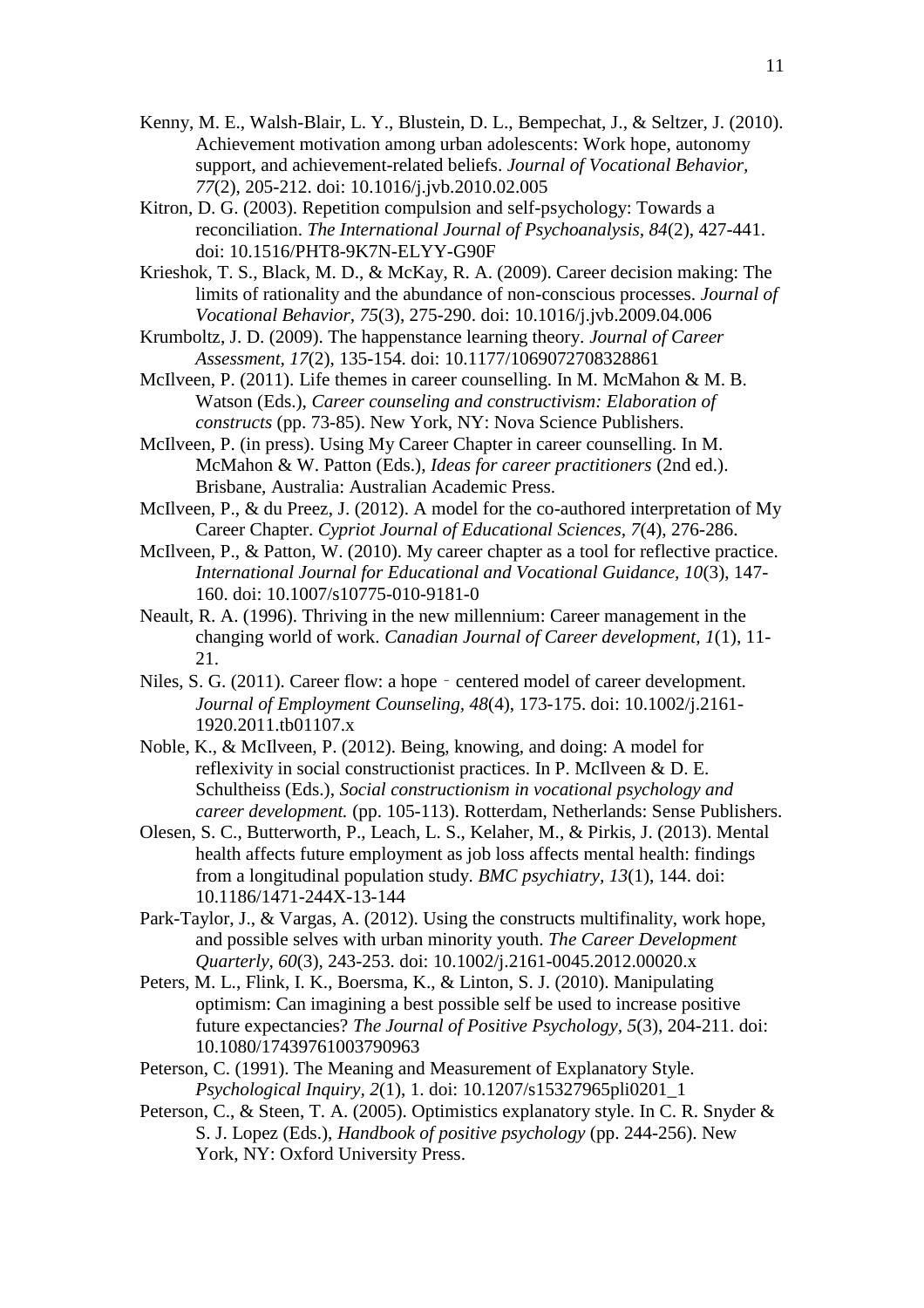Kenny, M. E., Walsh-Blair, L. Y., Blustein, D. L., Bempechat, J., & Seltzer, J. (2010). Achievement motivation among urban adolescents: Work hope, autonomy support, and achievement-related beliefs. *Journal of Vocational Behavior, 77*(2), 205-212. doi: 10.1016/j.jvb.2010.02.005

Kitron, D. G. (2003). Repetition compulsion and self-psychology: Towards a reconciliation. *The International Journal of Psychoanalysis, 84*(2), 427-441. doi: 10.1516/PHT8-9K7N-ELYY-G90F

Krieshok, T. S., Black, M. D., & McKay, R. A. (2009). Career decision making: The limits of rationality and the abundance of non-conscious processes. *Journal of Vocational Behavior, 75*(3), 275-290. doi: 10.1016/j.jvb.2009.04.006

Krumboltz, J. D. (2009). The happenstance learning theory. *Journal of Career Assessment, 17*(2), 135-154. doi: 10.1177/1069072708328861

McIlveen, P. (2011). Life themes in career counselling. In M. McMahon & M. B. Watson (Eds.), *Career counseling and constructivism: Elaboration of constructs* (pp. 73-85). New York, NY: Nova Science Publishers.

McIlveen, P. (in press). Using My Career Chapter in career counselling. In M. McMahon & W. Patton (Eds.), *Ideas for career practitioners* (2nd ed.). Brisbane, Australia: Australian Academic Press.

McIlveen, P., & du Preez, J. (2012). A model for the co-authored interpretation of My Career Chapter. *Cypriot Journal of Educational Sciences, 7*(4), 276-286.

McIlveen, P., & Patton, W. (2010). My career chapter as a tool for reflective practice. *International Journal for Educational and Vocational Guidance, 10*(3), 147-160. doi: 10.1007/s10775-010-9181-0

Neault, R. A. (1996). Thriving in the new millennium: Career management in the changing world of work. *Canadian Journal of Career development, 1*(1), 11-21.

Niles, S. G. (2011). Career flow: a hope‐centered model of career development. *Journal of Employment Counseling, 48*(4), 173-175. doi: 10.1002/j.2161-1920.2011.tb01107.x

Noble, K., & McIlveen, P. (2012). Being, knowing, and doing: A model for reflexivity in social constructionist practices. In P. McIlveen & D. E. Schultheiss (Eds.), *Social constructionism in vocational psychology and career development.* (pp. 105-113). Rotterdam, Netherlands: Sense Publishers.

Olesen, S. C., Butterworth, P., Leach, L. S., Kelaher, M., & Pirkis, J. (2013). Mental health affects future employment as job loss affects mental health: findings from a longitudinal population study. *BMC psychiatry, 13*(1), 144. doi: 10.1186/1471-244X-13-144

Park-Taylor, J., & Vargas, A. (2012). Using the constructs multifinality, work hope, and possible selves with urban minority youth. *The Career Development Quarterly, 60*(3), 243-253. doi: 10.1002/j.2161-0045.2012.00020.x

Peters, M. L., Flink, I. K., Boersma, K., & Linton, S. J. (2010). Manipulating optimism: Can imagining a best possible self be used to increase positive future expectancies? *The Journal of Positive Psychology, 5*(3), 204-211. doi: 10.1080/17439761003790963

Peterson, C. (1991). The Meaning and Measurement of Explanatory Style. *Psychological Inquiry, 2*(1), 1. doi: 10.1207/s15327965pli0201_1

Peterson, C., & Steen, T. A. (2005). Optimistics explanatory style. In C. R. Snyder & S. J. Lopez (Eds.), *Handbook of positive psychology* (pp. 244-256). New York, NY: Oxford University Press.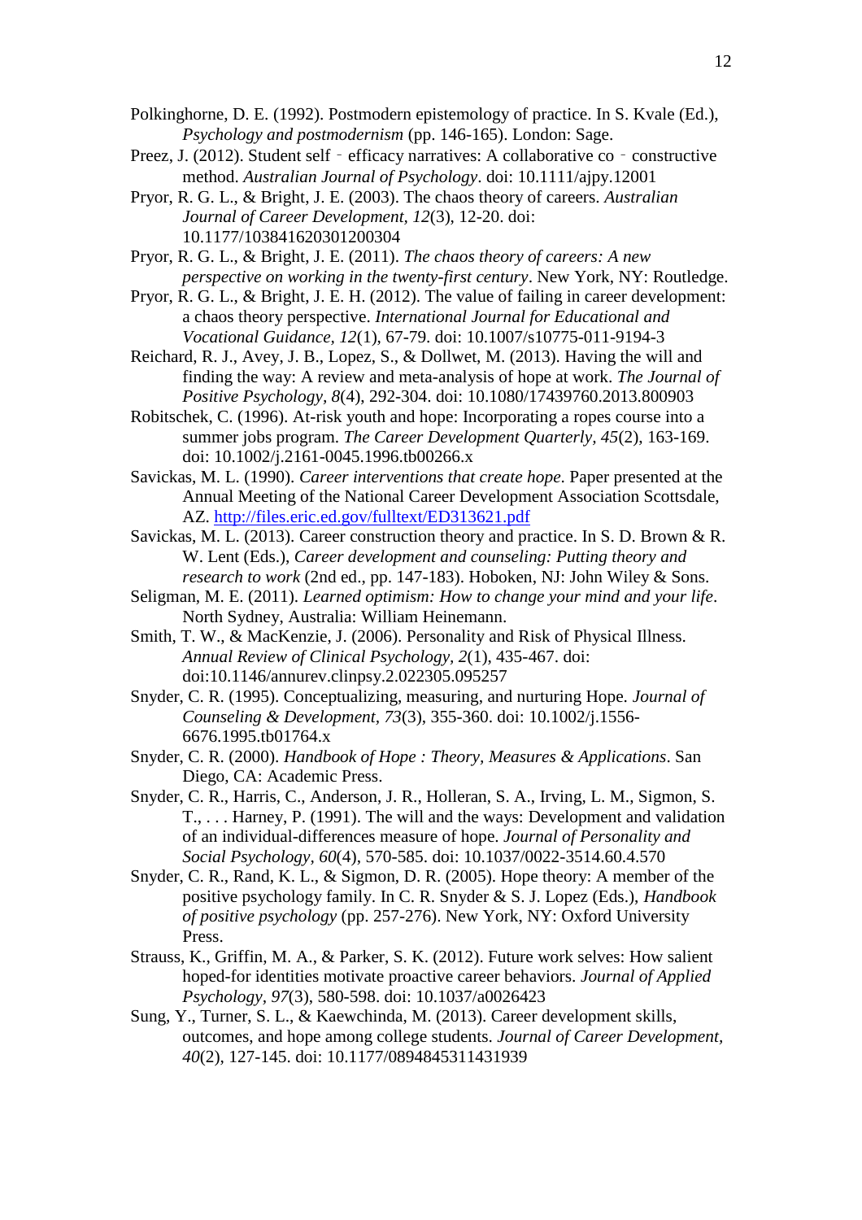Polkinghorne, D. E. (1992). Postmodern epistemology of practice. In S. Kvale (Ed.), *Psychology and postmodernism* (pp. 146-165). London: Sage.

Preez, J. (2012). Student self - efficacy narratives: A collaborative co - constructive method. *Australian Journal of Psychology*. doi: 10.1111/ajpy.12001

Pryor, R. G. L., & Bright, J. E. (2003). The chaos theory of careers. *Australian Journal of Career Development*, *12*(3), 12-20. doi: 10.1177/103841620301200304

Pryor, R. G. L., & Bright, J. E. (2011). *The chaos theory of careers: A new perspective on working in the twenty-first century*. New York, NY: Routledge.

Pryor, R. G. L., & Bright, J. E. H. (2012). The value of failing in career development: a chaos theory perspective. *International Journal for Educational and Vocational Guidance*, *12*(1), 67-79. doi: 10.1007/s10775-011-9194-3

Reichard, R. J., Avey, J. B., Lopez, S., & Dollwet, M. (2013). Having the will and finding the way: A review and meta-analysis of hope at work. *The Journal of Positive Psychology*, *8*(4), 292-304. doi: 10.1080/17439760.2013.800903

Robitschek, C. (1996). At-risk youth and hope: Incorporating a ropes course into a summer jobs program. *The Career Development Quarterly*, *45*(2), 163-169. doi: 10.1002/j.2161-0045.1996.tb00266.x

Savickas, M. L. (1990). *Career interventions that create hope*. Paper presented at the Annual Meeting of the National Career Development Association Scottsdale, AZ. http://files.eric.ed.gov/fulltext/ED313621.pdf

Savickas, M. L. (2013). Career construction theory and practice. In S. D. Brown & R. W. Lent (Eds.), *Career development and counseling: Putting theory and research to work* (2nd ed., pp. 147-183). Hoboken, NJ: John Wiley & Sons.

Seligman, M. E. (2011). *Learned optimism: How to change your mind and your life*. North Sydney, Australia: William Heinemann.

Smith, T. W., & MacKenzie, J. (2006). Personality and Risk of Physical Illness. *Annual Review of Clinical Psychology*, *2*(1), 435-467. doi: doi:10.1146/annurev.clinpsy.2.022305.095257

Snyder, C. R. (1995). Conceptualizing, measuring, and nurturing Hope. *Journal of Counseling & Development*, *73*(3), 355-360. doi: 10.1002/j.1556-6676.1995.tb01764.x

Snyder, C. R. (2000). *Handbook of Hope : Theory, Measures & Applications*. San Diego, CA: Academic Press.

Snyder, C. R., Harris, C., Anderson, J. R., Holleran, S. A., Irving, L. M., Sigmon, S. T., . . . Harney, P. (1991). The will and the ways: Development and validation of an individual-differences measure of hope. *Journal of Personality and Social Psychology*, *60*(4), 570-585. doi: 10.1037/0022-3514.60.4.570

Snyder, C. R., Rand, K. L., & Sigmon, D. R. (2005). Hope theory: A member of the positive psychology family. In C. R. Snyder & S. J. Lopez (Eds.), *Handbook of positive psychology* (pp. 257-276). New York, NY: Oxford University Press.

Strauss, K., Griffin, M. A., & Parker, S. K. (2012). Future work selves: How salient hoped-for identities motivate proactive career behaviors. *Journal of Applied Psychology*, *97*(3), 580-598. doi: 10.1037/a0026423

Sung, Y., Turner, S. L., & Kaewchinda, M. (2013). Career development skills, outcomes, and hope among college students. *Journal of Career Development*, *40*(2), 127-145. doi: 10.1177/0894845311431939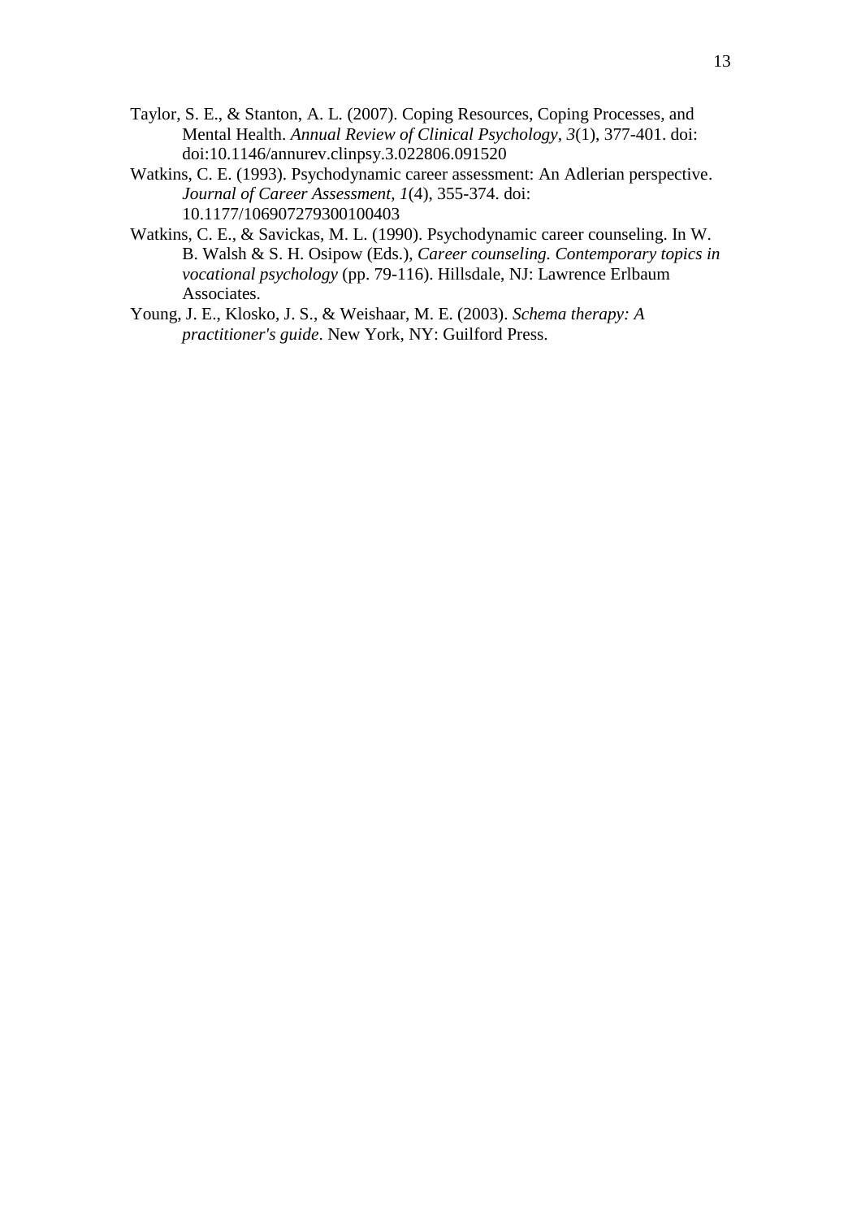Taylor, S. E., & Stanton, A. L. (2007). Coping Resources, Coping Processes, and Mental Health. *Annual Review of Clinical Psychology, 3*(1), 377-401. doi: doi:10.1146/annurev.clinpsy.3.022806.091520

Watkins, C. E. (1993). Psychodynamic career assessment: An Adlerian perspective. *Journal of Career Assessment, 1*(4), 355-374. doi: 10.1177/106907279300100403

Watkins, C. E., & Savickas, M. L. (1990). Psychodynamic career counseling. In W. B. Walsh & S. H. Osipow (Eds.), *Career counseling. Contemporary topics in vocational psychology* (pp. 79-116). Hillsdale, NJ: Lawrence Erlbaum Associates.

Young, J. E., Klosko, J. S., & Weishaar, M. E. (2003). *Schema therapy: A practitioner's guide*. New York, NY: Guilford Press.